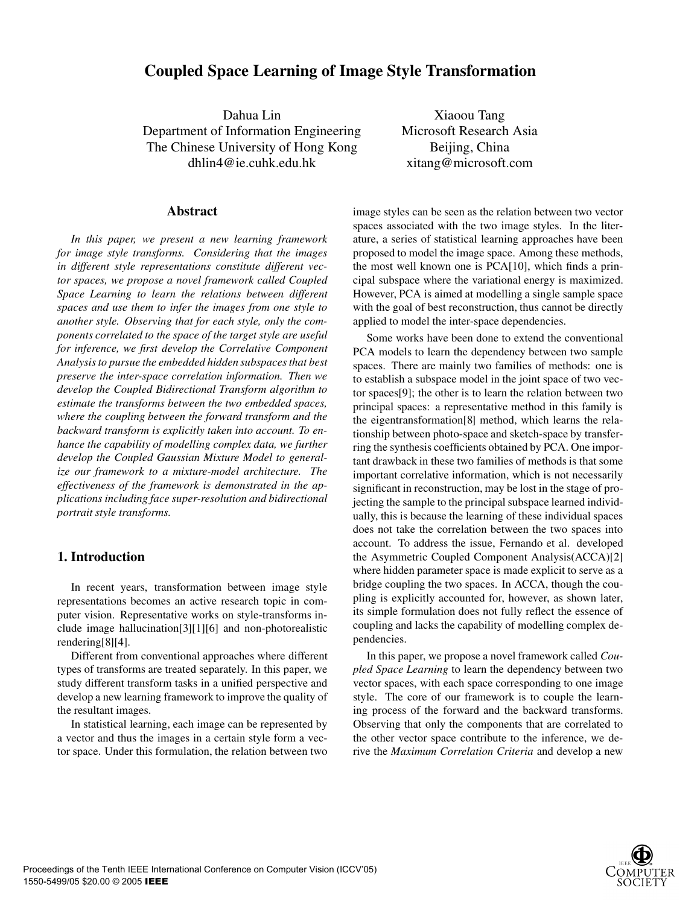# Coupled Space Learning of Image Style Transformation

Dahua Lin
Department of Information Engineering
The Chinese University of Hong Kong
dhlin4@ie.cuhk.edu.hk

Xiaoou Tang
Microsoft Research Asia
Beijing, China
xitang@microsoft.com

## Abstract

*In this paper, we present a new learning framework for image style transforms. Considering that the images in different style representations constitute different vector spaces, we propose a novel framework called Coupled Space Learning to learn the relations between different spaces and use them to infer the images from one style to another style. Observing that for each style, only the components correlated to the space of the target style are useful for inference, we first develop the Correlative Component Analysis to pursue the embedded hidden subspaces that best preserve the inter-space correlation information. Then we develop the Coupled Bidirectional Transform algorithm to estimate the transforms between the two embedded spaces, where the coupling between the forward transform and the backward transform is explicitly taken into account. To enhance the capability of modelling complex data, we further develop the Coupled Gaussian Mixture Model to generalize our framework to a mixture-model architecture. The effectiveness of the framework is demonstrated in the applications including face super-resolution and bidirectional portrait style transforms.*

## 1. Introduction

In recent years, transformation between image style representations becomes an active research topic in computer vision. Representative works on style-transforms include image hallucination[3][1][6] and non-photorealistic rendering[8][4].

Different from conventional approaches where different types of transforms are treated separately. In this paper, we study different transform tasks in a unified perspective and develop a new learning framework to improve the quality of the resultant images.

In statistical learning, each image can be represented by a vector and thus the images in a certain style form a vector space. Under this formulation, the relation between two image styles can be seen as the relation between two vector spaces associated with the two image styles. In the literature, a series of statistical learning approaches have been proposed to model the image space. Among these methods, the most well known one is PCA[10], which finds a principal subspace where the variational energy is maximized. However, PCA is aimed at modelling a single sample space with the goal of best reconstruction, thus cannot be directly applied to model the inter-space dependencies.

Some works have been done to extend the conventional PCA models to learn the dependency between two sample spaces. There are mainly two families of methods: one is to establish a subspace model in the joint space of two vector spaces[9]; the other is to learn the relation between two principal spaces: a representative method in this family is the eigentransformation[8] method, which learns the relationship between photo-space and sketch-space by transferring the synthesis coefficients obtained by PCA. One important drawback in these two families of methods is that some important correlative information, which is not necessarily significant in reconstruction, may be lost in the stage of projecting the sample to the principal subspace learned individually, this is because the learning of these individual spaces does not take the correlation between the two spaces into account. To address the issue, Fernando et al. developed the Asymmetric Coupled Component Analysis(ACCA)[2] where hidden parameter space is made explicit to serve as a bridge coupling the two spaces. In ACCA, though the coupling is explicitly accounted for, however, as shown later, its simple formulation does not fully reflect the essence of coupling and lacks the capability of modelling complex dependencies.

In this paper, we propose a novel framework called *Coupled Space Learning* to learn the dependency between two vector spaces, with each space corresponding to one image style. The core of our framework is to couple the learning process of the forward and the backward transforms. Observing that only the components that are correlated to the other vector space contribute to the inference, we derive the *Maximum Correlation Criteria* and develop a new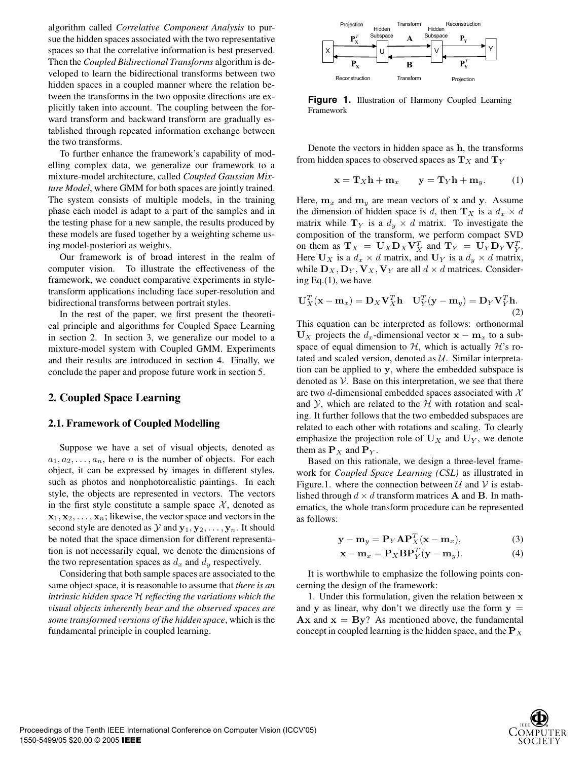algorithm called *Correlative Component Analysis* to pursue the hidden spaces associated with the two representative spaces so that the correlative information is best preserved. Then the *Coupled Bidirectional Transforms* algorithm is developed to learn the bidirectional transforms between two hidden spaces in a coupled manner where the relation between the transforms in the two opposite directions are explicitly taken into account. The coupling between the forward transform and backward transform are gradually established through repeated information exchange between the two transforms.

To further enhance the framework's capability of modelling complex data, we generalize our framework to a mixture-model architecture, called *Coupled Gaussian Mixture Model*, where GMM for both spaces are jointly trained. The system consists of multiple models, in the training phase each model is adapt to a part of the samples and in the testing phase for a new sample, the results produced by these models are fused together by a weighting scheme using model-posteriori as weights.

Our framework is of broad interest in the realm of computer vision. To illustrate the effectiveness of the framework, we conduct comparative experiments in style-transform applications including face super-resolution and bidirectional transforms between portrait styles.

In the rest of the paper, we first present the theoretical principle and algorithms for Coupled Space Learning in section 2. In section 3, we generalize our model to a mixture-model system with Coupled GMM. Experiments and their results are introduced in section 4. Finally, we conclude the paper and propose future work in section 5.

## 2. Coupled Space Learning

### 2.1. Framework of Coupled Modelling

Suppose we have a set of visual objects, denoted as $a_1, a_2, \ldots, a_n$, here $n$ is the number of objects. For each object, it can be expressed by images in different styles, such as photos and nonphotorealistic paintings. In each style, the objects are represented in vectors. The vectors in the first style constitute a sample space $\mathcal{X}$, denoted as $\mathbf{x}_1, \mathbf{x}_2, \ldots, \mathbf{x}_n$; likewise, the vector space and vectors in the second style are denoted as $\mathcal{Y}$ and $\mathbf{y}_1, \mathbf{y}_2, \ldots, \mathbf{y}_n$. It should be noted that the space dimension for different representation is not necessarily equal, we denote the dimensions of the two representation spaces as $d_x$ and $d_y$ respectively.

Considering that both sample spaces are associated to the same object space, it is reasonable to assume that *there is an intrinsic hidden space $\mathcal{H}$ reflecting the variations which the visual objects inherently bear and the observed spaces are some transformed versions of the hidden space*, which is the fundamental principle in coupled learning.

Projection | Hidden Subspace | Transform | Hidden Subspace | Reconstruction

X — $\mathbf{P}_\mathbf{X}^T$ → U — $\mathbf{A}$ → V — $\mathbf{P}_\mathbf{Y}$ → Y

X ← $\mathbf{P}_\mathbf{X}$ — U ← $\mathbf{B}$ — V ← $\mathbf{P}_\mathbf{Y}^T$ — Y

Reconstruction | Transform | Projection

**Figure 1.** Illustration of Harmony Coupled Learning Framework

Denote the vectors in hidden space as $\mathbf{h}$, the transforms from hidden spaces to observed spaces as $\mathbf{T}_X$ and $\mathbf{T}_Y$

$$\mathbf{x} = \mathbf{T}_X\mathbf{h} + \mathbf{m}_x \qquad \mathbf{y} = \mathbf{T}_Y\mathbf{h} + \mathbf{m}_y. \tag{1}$$

Here, $\mathbf{m}_x$ and $\mathbf{m}_y$ are mean vectors of $\mathbf{x}$ and $\mathbf{y}$. Assume the dimension of hidden space is $d$, then $\mathbf{T}_X$ is a $d_x \times d$ matrix while $\mathbf{T}_Y$ is a $d_y \times d$ matrix. To investigate the composition of the transform, we perform compact SVD on them as $\mathbf{T}_X = \mathbf{U}_X\mathbf{D}_X\mathbf{V}_X^T$ and $\mathbf{T}_Y = \mathbf{U}_Y\mathbf{D}_Y\mathbf{V}_Y^T$. Here $\mathbf{U}_X$ is a $d_x \times d$ matrix, and $\mathbf{U}_Y$ is a $d_y \times d$ matrix, while $\mathbf{D}_X, \mathbf{D}_Y, \mathbf{V}_X, \mathbf{V}_Y$ are all $d \times d$ matrices. Considering Eq.(1), we have

$$\mathbf{U}_X^T(\mathbf{x} - \mathbf{m}_x) = \mathbf{D}_X\mathbf{V}_X^T\mathbf{h} \quad \mathbf{U}_Y^T(\mathbf{y} - \mathbf{m}_y) = \mathbf{D}_Y\mathbf{V}_Y^T\mathbf{h}. \tag{2}$$

This equation can be interpreted as follows: orthonormal $\mathbf{U}_X$ projects the $d_x$-dimensional vector $\mathbf{x} - \mathbf{m}_x$ to a subspace of equal dimension to $\mathcal{H}$, which is actually $\mathcal{H}$'s rotated and scaled version, denoted as $\mathcal{U}$. Similar interpretation can be applied to $\mathbf{y}$, where the embedded subspace is denoted as $\mathcal{V}$. Base on this interpretation, we see that there are two $d$-dimensional embedded spaces associated with $\mathcal{X}$ and $\mathcal{Y}$, which are related to the $\mathcal{H}$ with rotation and scaling. It further follows that the two embedded subspaces are related to each other with rotations and scaling. To clearly emphasize the projection role of $\mathbf{U}_X$ and $\mathbf{U}_Y$, we denote them as $\mathbf{P}_X$ and $\mathbf{P}_Y$.

Based on this rationale, we design a three-level framework for *Coupled Space Learning (CSL)* as illustrated in Figure.1. where the connection between $\mathcal{U}$ and $\mathcal{V}$ is established through $d \times d$ transform matrices $\mathbf{A}$ and $\mathbf{B}$. In mathematics, the whole transform procedure can be represented as follows:

$$\mathbf{y} - \mathbf{m}_y = \mathbf{P}_Y\mathbf{A}\mathbf{P}_X^T(\mathbf{x} - \mathbf{m}_x), \tag{3}$$

$$\mathbf{x} - \mathbf{m}_x = \mathbf{P}_X\mathbf{B}\mathbf{P}_Y^T(\mathbf{y} - \mathbf{m}_y). \tag{4}$$

It is worthwhile to emphasize the following points concerning the design of the framework:

1. Under this formulation, given the relation between $\mathbf{x}$ and $\mathbf{y}$ as linear, why don't we directly use the form $\mathbf{y} = \mathbf{A}\mathbf{x}$ and $\mathbf{x} = \mathbf{B}\mathbf{y}$? As mentioned above, the fundamental concept in coupled learning is the hidden space, and the $\mathbf{P}_X$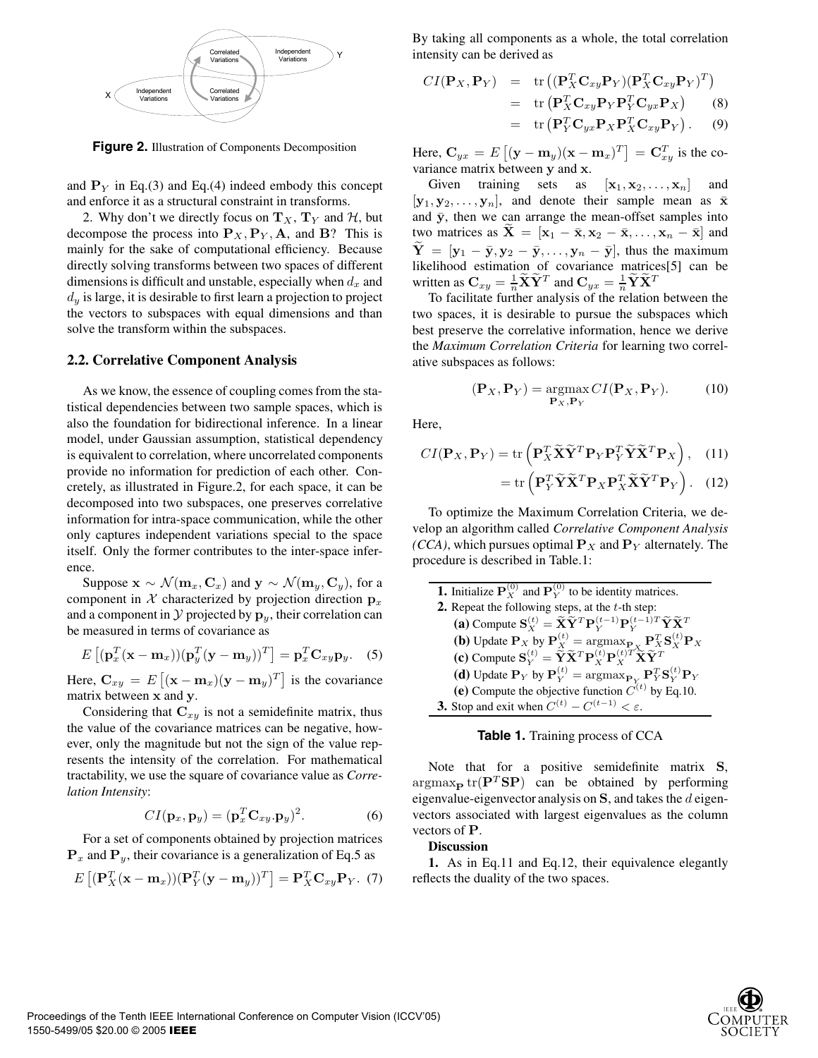Figure 2. Illustration of Components Decomposition

and $\mathbf{P}_Y$ in Eq.(3) and Eq.(4) indeed embody this concept and enforce it as a structural constraint in transforms.

2. Why don't we directly focus on $\mathbf{T}_X$, $\mathbf{T}_Y$ and $\mathcal{H}$, but decompose the process into $\mathbf{P}_X, \mathbf{P}_Y, \mathbf{A}$, and $\mathbf{B}$? This is mainly for the sake of computational efficiency. Because directly solving transforms between two spaces of different dimensions is difficult and unstable, especially when $d_x$ and $d_y$ is large, it is desirable to first learn a projection to project the vectors to subspaces with equal dimensions and than solve the transform within the subspaces.

## 2.2. Correlative Component Analysis

As we know, the essence of coupling comes from the statistical dependencies between two sample spaces, which is also the foundation for bidirectional inference. In a linear model, under Gaussian assumption, statistical dependency is equivalent to correlation, where uncorrelated components provide no information for prediction of each other. Concretely, as illustrated in Figure.2, for each space, it can be decomposed into two subspaces, one preserves correlative information for intra-space communication, while the other only captures independent variations special to the space itself. Only the former contributes to the inter-space inference.

Suppose $\mathbf{x} \sim \mathcal{N}(\mathbf{m}_x, \mathbf{C}_x)$ and $\mathbf{y} \sim \mathcal{N}(\mathbf{m}_y, \mathbf{C}_y)$, for a component in $\mathcal{X}$ characterized by projection direction $\mathbf{p}_x$ and a component in $\mathcal{Y}$ projected by $\mathbf{p}_y$, their correlation can be measured in terms of covariance as

$$E\left[(\mathbf{p}_x^T(\mathbf{x}-\mathbf{m}_x))(\mathbf{p}_y^T(\mathbf{y}-\mathbf{m}_y))^T\right] = \mathbf{p}_x^T \mathbf{C}_{xy} \mathbf{p}_y. \quad (5)$$

Here, $\mathbf{C}_{xy} = E\left[(\mathbf{x}-\mathbf{m}_x)(\mathbf{y}-\mathbf{m}_y)^T\right]$ is the covariance matrix between $\mathbf{x}$ and $\mathbf{y}$.

Considering that $\mathbf{C}_{xy}$ is not a semidefinite matrix, thus the value of the covariance matrices can be negative, however, only the magnitude but not the sign of the value represents the intensity of the correlation. For mathematical tractability, we use the square of covariance value as *Correlation Intensity*:

$$CI(\mathbf{p}_x, \mathbf{p}_y) = (\mathbf{p}_x^T \mathbf{C}_{xy} . \mathbf{p}_y)^2. \quad (6)$$

For a set of components obtained by projection matrices $\mathbf{P}_x$ and $\mathbf{P}_y$, their covariance is a generalization of Eq.5 as

$$E\left[(\mathbf{P}_X^T(\mathbf{x}-\mathbf{m}_x))(\mathbf{P}_Y^T(\mathbf{y}-\mathbf{m}_y))^T\right] = \mathbf{P}_X^T \mathbf{C}_{xy} \mathbf{P}_Y. \quad (7)$$

By taking all components as a whole, the total correlation intensity can be derived as

$$\begin{aligned}
CI(\mathbf{P}_X, \mathbf{P}_Y) &= \operatorname{tr}\left((\mathbf{P}_X^T \mathbf{C}_{xy} \mathbf{P}_Y)(\mathbf{P}_X^T \mathbf{C}_{xy} \mathbf{P}_Y)^T\right) \\
&= \operatorname{tr}\left(\mathbf{P}_X^T \mathbf{C}_{xy} \mathbf{P}_Y \mathbf{P}_Y^T \mathbf{C}_{yx} \mathbf{P}_X\right) \quad (8) \\
&= \operatorname{tr}\left(\mathbf{P}_Y^T \mathbf{C}_{yx} \mathbf{P}_X \mathbf{P}_X^T \mathbf{C}_{xy} \mathbf{P}_Y\right). \quad (9)
\end{aligned}$$

Here, $\mathbf{C}_{yx} = E\left[(\mathbf{y}-\mathbf{m}_y)(\mathbf{x}-\mathbf{m}_x)^T\right] = \mathbf{C}_{xy}^T$ is the covariance matrix between $\mathbf{y}$ and $\mathbf{x}$.

Given training sets as $[\mathbf{x}_1, \mathbf{x}_2, \ldots, \mathbf{x}_n]$ and $[\mathbf{y}_1, \mathbf{y}_2, \ldots, \mathbf{y}_n]$, and denote their sample mean as $\bar{\mathbf{x}}$ and $\bar{\mathbf{y}}$, then we can arrange the mean-offset samples into two matrices as $\widetilde{\mathbf{X}} = [\mathbf{x}_1 - \bar{\mathbf{x}}, \mathbf{x}_2 - \bar{\mathbf{x}}, \ldots, \mathbf{x}_n - \bar{\mathbf{x}}]$ and $\widetilde{\mathbf{Y}} = [\mathbf{y}_1 - \bar{\mathbf{y}}, \mathbf{y}_2 - \bar{\mathbf{y}}, \ldots, \mathbf{y}_n - \bar{\mathbf{y}}]$, thus the maximum likelihood estimation of covariance matrices[5] can be written as $\mathbf{C}_{xy} = \frac{1}{n}\widetilde{\mathbf{X}}\widetilde{\mathbf{Y}}^T$ and $\mathbf{C}_{yx} = \frac{1}{n}\widetilde{\mathbf{Y}}\widetilde{\mathbf{X}}^T$

To facilitate further analysis of the relation between the two spaces, it is desirable to pursue the subspaces which best preserve the correlative information, hence we derive the *Maximum Correlation Criteria* for learning two correlative subspaces as follows:

$$(\mathbf{P}_X, \mathbf{P}_Y) = \underset{\mathbf{P}_X, \mathbf{P}_Y}{\operatorname{argmax}}\, CI(\mathbf{P}_X, \mathbf{P}_Y). \quad (10)$$

Here,

$$\begin{aligned}
CI(\mathbf{P}_X, \mathbf{P}_Y) &= \operatorname{tr}\left(\mathbf{P}_X^T \widetilde{\mathbf{X}}\widetilde{\mathbf{Y}}^T \mathbf{P}_Y \mathbf{P}_Y^T \widetilde{\mathbf{Y}}\widetilde{\mathbf{X}}^T \mathbf{P}_X\right), \quad (11) \\
&= \operatorname{tr}\left(\mathbf{P}_Y^T \widetilde{\mathbf{Y}}\widetilde{\mathbf{X}}^T \mathbf{P}_X \mathbf{P}_X^T \widetilde{\mathbf{X}}\widetilde{\mathbf{Y}}^T \mathbf{P}_Y\right). \quad (12)
\end{aligned}$$

To optimize the Maximum Correlation Criteria, we develop an algorithm called *Correlative Component Analysis (CCA)*, which pursues optimal $\mathbf{P}_X$ and $\mathbf{P}_Y$ alternately. The procedure is described in Table.1:

**1.** Initialize $\mathbf{P}_X^{(0)}$ and $\mathbf{P}_Y^{(0)}$ to be identity matrices.
**2.** Repeat the following steps, at the $t$-th step:
- **(a)** Compute $\mathbf{S}_X^{(t)} = \widetilde{\mathbf{X}}\widetilde{\mathbf{Y}}^T \mathbf{P}_Y^{(t-1)} \mathbf{P}_Y^{(t-1)T} \widetilde{\mathbf{Y}}\widetilde{\mathbf{X}}^T$
- **(b)** Update $\mathbf{P}_X$ by $\mathbf{P}_X^{(t)} = \operatorname{argmax}_{\mathbf{P}_X} \mathbf{P}_X^T \mathbf{S}_X^{(t)} \mathbf{P}_X$
- **(c)** Compute $\mathbf{S}_Y^{(t)} = \widetilde{\mathbf{Y}}\widetilde{\mathbf{X}}^T \mathbf{P}_X^{(t)} \mathbf{P}_X^{(t)T} \widetilde{\mathbf{X}}\widetilde{\mathbf{Y}}^T$
- **(d)** Update $\mathbf{P}_Y$ by $\mathbf{P}_Y^{(t)} = \operatorname{argmax}_{\mathbf{P}_Y} \mathbf{P}_Y^T \mathbf{S}_Y^{(t)} \mathbf{P}_Y$
- **(e)** Compute the objective function $C^{(t)}$ by Eq.10.

**3.** Stop and exit when $C^{(t)} - C^{(t-1)} < \varepsilon$.

**Table 1.** Training process of CCA

Note that for a positive semidefinite matrix $\mathbf{S}$, $\operatorname{argmax}_{\mathbf{P}} \operatorname{tr}(\mathbf{P}^T \mathbf{S} \mathbf{P})$ can be obtained by performing eigenvalue-eigenvector analysis on $\mathbf{S}$, and takes the $d$ eigenvectors associated with largest eigenvalues as the column vectors of $\mathbf{P}$.

**Discussion**

**1.** As in Eq.11 and Eq.12, their equivalence elegantly reflects the duality of the two spaces.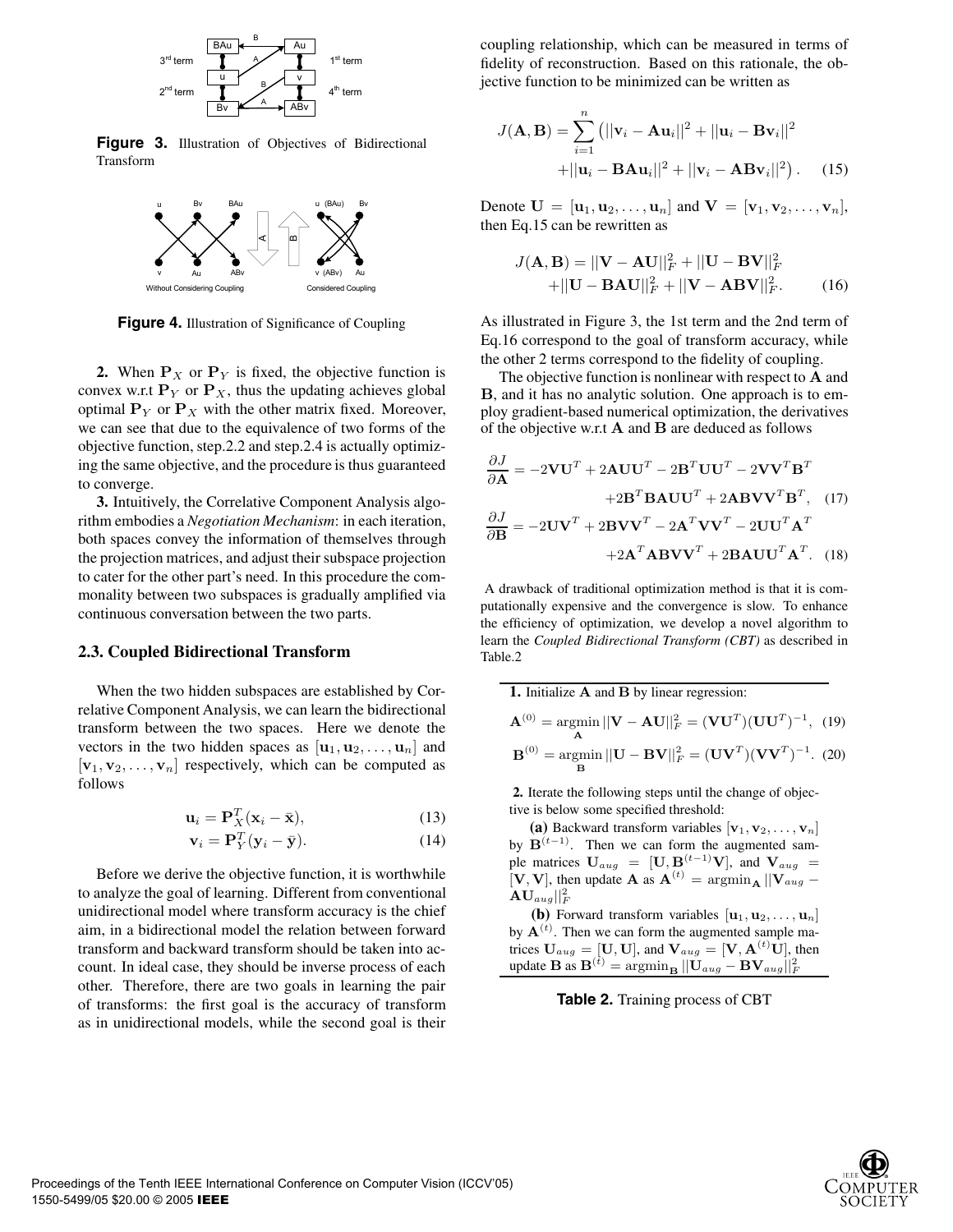Figure 3. Illustration of Objectives of Bidirectional Transform

Figure 4. Illustration of Significance of Coupling

**2.** When $\mathbf{P}_X$ or $\mathbf{P}_Y$ is fixed, the objective function is convex w.r.t $\mathbf{P}_Y$ or $\mathbf{P}_X$, thus the updating achieves global optimal $\mathbf{P}_Y$ or $\mathbf{P}_X$ with the other matrix fixed. Moreover, we can see that due to the equivalence of two forms of the objective function, step.2.2 and step.2.4 is actually optimizing the same objective, and the procedure is thus guaranteed to converge.

**3.** Intuitively, the Correlative Component Analysis algorithm embodies a *Negotiation Mechanism*: in each iteration, both spaces convey the information of themselves through the projection matrices, and adjust their subspace projection to cater for the other part's need. In this procedure the commonality between two subspaces is gradually amplified via continuous conversation between the two parts.

## 2.3. Coupled Bidirectional Transform

When the two hidden subspaces are established by Correlative Component Analysis, we can learn the bidirectional transform between the two spaces. Here we denote the vectors in the two hidden spaces as $[\mathbf{u}_1, \mathbf{u}_2, \ldots, \mathbf{u}_n]$ and $[\mathbf{v}_1, \mathbf{v}_2, \ldots, \mathbf{v}_n]$ respectively, which can be computed as follows

$$\mathbf{u}_i = \mathbf{P}_X^T(\mathbf{x}_i - \bar{\mathbf{x}}), \tag{13}$$

$$\mathbf{v}_i = \mathbf{P}_Y^T(\mathbf{y}_i - \bar{\mathbf{y}}). \tag{14}$$

Before we derive the objective function, it is worthwhile to analyze the goal of learning. Different from conventional unidirectional model where transform accuracy is the chief aim, in a bidirectional model the relation between forward transform and backward transform should be taken into account. In ideal case, they should be inverse process of each other. Therefore, there are two goals in learning the pair of transforms: the first goal is the accuracy of transform as in unidirectional models, while the second goal is their coupling relationship, which can be measured in terms of fidelity of reconstruction. Based on this rationale, the objective function to be minimized can be written as

$$J(\mathbf{A}, \mathbf{B}) = \sum_{i=1}^{n} \left( ||\mathbf{v}_i - \mathbf{A}\mathbf{u}_i||^2 + ||\mathbf{u}_i - \mathbf{B}\mathbf{v}_i||^2 + ||\mathbf{u}_i - \mathbf{B}\mathbf{A}\mathbf{u}_i||^2 + ||\mathbf{v}_i - \mathbf{A}\mathbf{B}\mathbf{v}_i||^2 \right). \tag{15}$$

Denote $\mathbf{U} = [\mathbf{u}_1, \mathbf{u}_2, \ldots, \mathbf{u}_n]$ and $\mathbf{V} = [\mathbf{v}_1, \mathbf{v}_2, \ldots, \mathbf{v}_n]$, then Eq.15 can be rewritten as

$$J(\mathbf{A}, \mathbf{B}) = ||\mathbf{V} - \mathbf{A}\mathbf{U}||_F^2 + ||\mathbf{U} - \mathbf{B}\mathbf{V}||_F^2 + ||\mathbf{U} - \mathbf{B}\mathbf{A}\mathbf{U}||_F^2 + ||\mathbf{V} - \mathbf{A}\mathbf{B}\mathbf{V}||_F^2. \tag{16}$$

As illustrated in Figure 3, the 1st term and the 2nd term of Eq.16 correspond to the goal of transform accuracy, while the other 2 terms correspond to the fidelity of coupling.

The objective function is nonlinear with respect to $\mathbf{A}$ and $\mathbf{B}$, and it has no analytic solution. One approach is to employ gradient-based numerical optimization, the derivatives of the objective w.r.t $\mathbf{A}$ and $\mathbf{B}$ are deduced as follows

$$\frac{\partial J}{\partial \mathbf{A}} = -2\mathbf{V}\mathbf{U}^T + 2\mathbf{A}\mathbf{U}\mathbf{U}^T - 2\mathbf{B}^T\mathbf{U}\mathbf{U}^T - 2\mathbf{V}\mathbf{V}^T\mathbf{B}^T + 2\mathbf{B}^T\mathbf{B}\mathbf{A}\mathbf{U}\mathbf{U}^T + 2\mathbf{A}\mathbf{B}\mathbf{V}\mathbf{V}^T\mathbf{B}^T, \tag{17}$$

$$\frac{\partial J}{\partial \mathbf{B}} = -2\mathbf{U}\mathbf{V}^T + 2\mathbf{B}\mathbf{V}\mathbf{V}^T - 2\mathbf{A}^T\mathbf{V}\mathbf{V}^T - 2\mathbf{U}\mathbf{U}^T\mathbf{A}^T + 2\mathbf{A}^T\mathbf{A}\mathbf{B}\mathbf{V}\mathbf{V}^T + 2\mathbf{B}\mathbf{A}\mathbf{U}\mathbf{U}^T\mathbf{A}^T. \tag{18}$$

A drawback of traditional optimization method is that it is computationally expensive and the convergence is slow. To enhance the efficiency of optimization, we develop a novel algorithm to learn the *Coupled Bidirectional Transform (CBT)* as described in Table.2

**1.** Initialize $\mathbf{A}$ and $\mathbf{B}$ by linear regression:

$$\mathbf{A}^{(0)} = \underset{\mathbf{A}}{\operatorname{argmin}} ||\mathbf{V} - \mathbf{A}\mathbf{U}||_F^2 = (\mathbf{V}\mathbf{U}^T)(\mathbf{U}\mathbf{U}^T)^{-1}, \tag{19}$$

$$\mathbf{B}^{(0)} = \underset{\mathbf{B}}{\operatorname{argmin}} ||\mathbf{U} - \mathbf{B}\mathbf{V}||_F^2 = (\mathbf{U}\mathbf{V}^T)(\mathbf{V}\mathbf{V}^T)^{-1}. \tag{20}$$

**2.** Iterate the following steps until the change of objective is below some specified threshold:

**(a)** Backward transform variables $[\mathbf{v}_1, \mathbf{v}_2, \ldots, \mathbf{v}_n]$ by $\mathbf{B}^{(t-1)}$. Then we can form the augmented sample matrices $\mathbf{U}_{aug} = [\mathbf{U}, \mathbf{B}^{(t-1)}\mathbf{V}]$, and $\mathbf{V}_{aug} = [\mathbf{V}, \mathbf{V}]$, then update $\mathbf{A}$ as $\mathbf{A}^{(t)} = \operatorname{argmin}_{\mathbf{A}} ||\mathbf{V}_{aug} - \mathbf{A}\mathbf{U}_{aug}||_F^2$

**(b)** Forward transform variables $[\mathbf{u}_1, \mathbf{u}_2, \ldots, \mathbf{u}_n]$ by $\mathbf{A}^{(t)}$. Then we can form the augmented sample matrices $\mathbf{U}_{aug} = [\mathbf{U}, \mathbf{U}]$, and $\mathbf{V}_{aug} = [\mathbf{V}, \mathbf{A}^{(t)}\mathbf{U}]$, then update $\mathbf{B}$ as $\mathbf{B}^{(t)} = \operatorname{argmin}_{\mathbf{B}} ||\mathbf{U}_{aug} - \mathbf{B}\mathbf{V}_{aug}||_F^2$

Table 2. Training process of CBT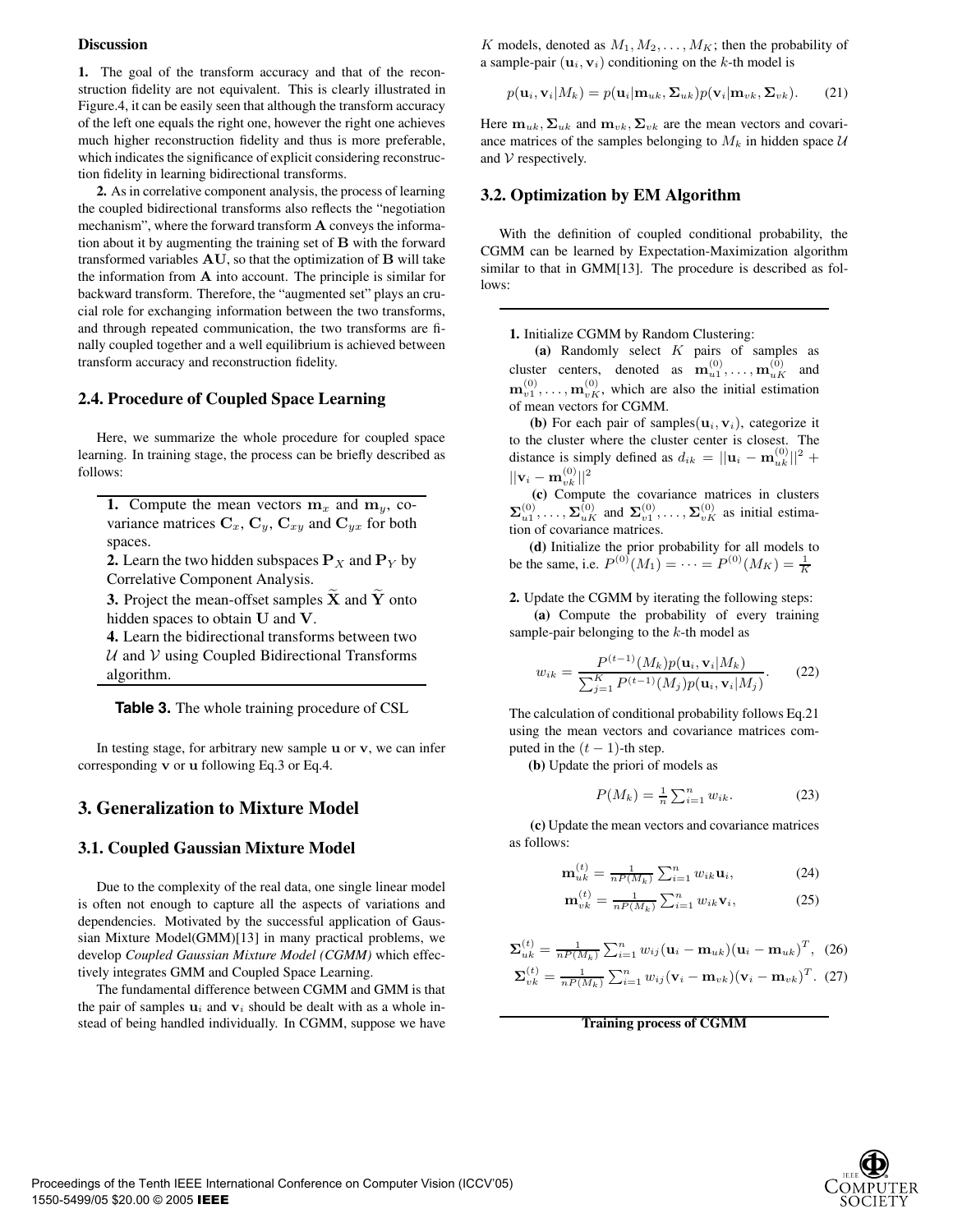**Discussion**

**1.** The goal of the transform accuracy and that of the reconstruction fidelity are not equivalent. This is clearly illustrated in Figure.4, it can be easily seen that although the transform accuracy of the left one equals the right one, however the right one achieves much higher reconstruction fidelity and thus is more preferable, which indicates the significance of explicit considering reconstruction fidelity in learning bidirectional transforms.

**2.** As in correlative component analysis, the process of learning the coupled bidirectional transforms also reflects the "negotiation mechanism", where the forward transform $\mathbf{A}$ conveys the information about it by augmenting the training set of $\mathbf{B}$ with the forward transformed variables $\mathbf{AU}$, so that the optimization of $\mathbf{B}$ will take the information from $\mathbf{A}$ into account. The principle is similar for backward transform. Therefore, the "augmented set" plays an crucial role for exchanging information between the two transforms, and through repeated communication, the two transforms are finally coupled together and a well equilibrium is achieved between transform accuracy and reconstruction fidelity.

## 2.4. Procedure of Coupled Space Learning

Here, we summarize the whole procedure for coupled space learning. In training stage, the process can be briefly described as follows:

**1.** Compute the mean vectors $\mathbf{m}_x$ and $\mathbf{m}_y$, covariance matrices $\mathbf{C}_x$, $\mathbf{C}_y$, $\mathbf{C}_{xy}$ and $\mathbf{C}_{yx}$ for both spaces.
**2.** Learn the two hidden subspaces $\mathbf{P}_X$ and $\mathbf{P}_Y$ by Correlative Component Analysis.
**3.** Project the mean-offset samples $\widetilde{\mathbf{X}}$ and $\widetilde{\mathbf{Y}}$ onto hidden spaces to obtain $\mathbf{U}$ and $\mathbf{V}$.
**4.** Learn the bidirectional transforms between two $\mathcal{U}$ and $\mathcal{V}$ using Coupled Bidirectional Transforms algorithm.

**Table 3.** The whole training procedure of CSL

In testing stage, for arbitrary new sample $\mathbf{u}$ or $\mathbf{v}$, we can infer corresponding $\mathbf{v}$ or $\mathbf{u}$ following Eq.3 or Eq.4.

# 3. Generalization to Mixture Model

## 3.1. Coupled Gaussian Mixture Model

Due to the complexity of the real data, one single linear model is often not enough to capture all the aspects of variations and dependencies. Motivated by the successful application of Gaussian Mixture Model(GMM)[13] in many practical problems, we develop *Coupled Gaussian Mixture Model (CGMM)* which effectively integrates GMM and Coupled Space Learning.

The fundamental difference between CGMM and GMM is that the pair of samples $\mathbf{u}_i$ and $\mathbf{v}_i$ should be dealt with as a whole instead of being handled individually. In CGMM, suppose we have $K$ models, denoted as $M_1, M_2, \ldots, M_K$; then the probability of a sample-pair $(\mathbf{u}_i, \mathbf{v}_i)$ conditioning on the $k$-th model is

$$p(\mathbf{u}_i, \mathbf{v}_i | M_k) = p(\mathbf{u}_i | \mathbf{m}_{uk}, \mathbf{\Sigma}_{uk}) p(\mathbf{v}_i | \mathbf{m}_{vk}, \mathbf{\Sigma}_{vk}). \quad (21)$$

Here $\mathbf{m}_{uk}, \mathbf{\Sigma}_{uk}$ and $\mathbf{m}_{vk}, \mathbf{\Sigma}_{vk}$ are the mean vectors and covariance matrices of the samples belonging to $M_k$ in hidden space $\mathcal{U}$ and $\mathcal{V}$ respectively.

## 3.2. Optimization by EM Algorithm

With the definition of coupled conditional probability, the CGMM can be learned by Expectation-Maximization algorithm similar to that in GMM[13]. The procedure is described as follows:

**1.** Initialize CGMM by Random Clustering:

**(a)** Randomly select $K$ pairs of samples as cluster centers, denoted as $\mathbf{m}_{u1}^{(0)}, \ldots, \mathbf{m}_{uK}^{(0)}$ and $\mathbf{m}_{v1}^{(0)}, \ldots, \mathbf{m}_{vK}^{(0)}$, which are also the initial estimation of mean vectors for CGMM.

**(b)** For each pair of samples$(\mathbf{u}_i, \mathbf{v}_i)$, categorize it to the cluster where the cluster center is closest. The distance is simply defined as $d_{ik} = ||\mathbf{u}_i - \mathbf{m}_{uk}^{(0)}||^2 + ||\mathbf{v}_i - \mathbf{m}_{vk}^{(0)}||^2$

**(c)** Compute the covariance matrices in clusters $\mathbf{\Sigma}_{u1}^{(0)}, \ldots, \mathbf{\Sigma}_{uK}^{(0)}$ and $\mathbf{\Sigma}_{v1}^{(0)}, \ldots, \mathbf{\Sigma}_{vK}^{(0)}$ as initial estimation of covariance matrices.

**(d)** Initialize the prior probability for all models to be the same, i.e. $P^{(0)}(M_1) = \cdots = P^{(0)}(M_K) = \frac{1}{K}$

**2.** Update the CGMM by iterating the following steps:

**(a)** Compute the probability of every training sample-pair belonging to the $k$-th model as

$$w_{ik} = \frac{P^{(t-1)}(M_k) p(\mathbf{u}_i, \mathbf{v}_i | M_k)}{\sum_{j=1}^{K} P^{(t-1)}(M_j) p(\mathbf{u}_i, \mathbf{v}_i | M_j)}. \quad (22)$$

The calculation of conditional probability follows Eq.21 using the mean vectors and covariance matrices computed in the $(t-1)$-th step.

**(b)** Update the priori of models as

$$P(M_k) = \tfrac{1}{n} \textstyle\sum_{i=1}^{n} w_{ik}. \quad (23)$$

**(c)** Update the mean vectors and covariance matrices as follows:

$$\mathbf{m}_{uk}^{(t)} = \tfrac{1}{nP(M_k)} \textstyle\sum_{i=1}^{n} w_{ik} \mathbf{u}_i, \quad (24)$$

$$\mathbf{m}_{vk}^{(t)} = \tfrac{1}{nP(M_k)} \textstyle\sum_{i=1}^{n} w_{ik} \mathbf{v}_i, \quad (25)$$

$$\mathbf{\Sigma}_{uk}^{(t)} = \tfrac{1}{nP(M_k)} \textstyle\sum_{i=1}^{n} w_{ij} (\mathbf{u}_i - \mathbf{m}_{uk})(\mathbf{u}_i - \mathbf{m}_{uk})^T, \quad (26)$$

$$\mathbf{\Sigma}_{vk}^{(t)} = \tfrac{1}{nP(M_k)} \textstyle\sum_{i=1}^{n} w_{ij} (\mathbf{v}_i - \mathbf{m}_{vk})(\mathbf{v}_i - \mathbf{m}_{vk})^T. \quad (27)$$

**Training process of CGMM**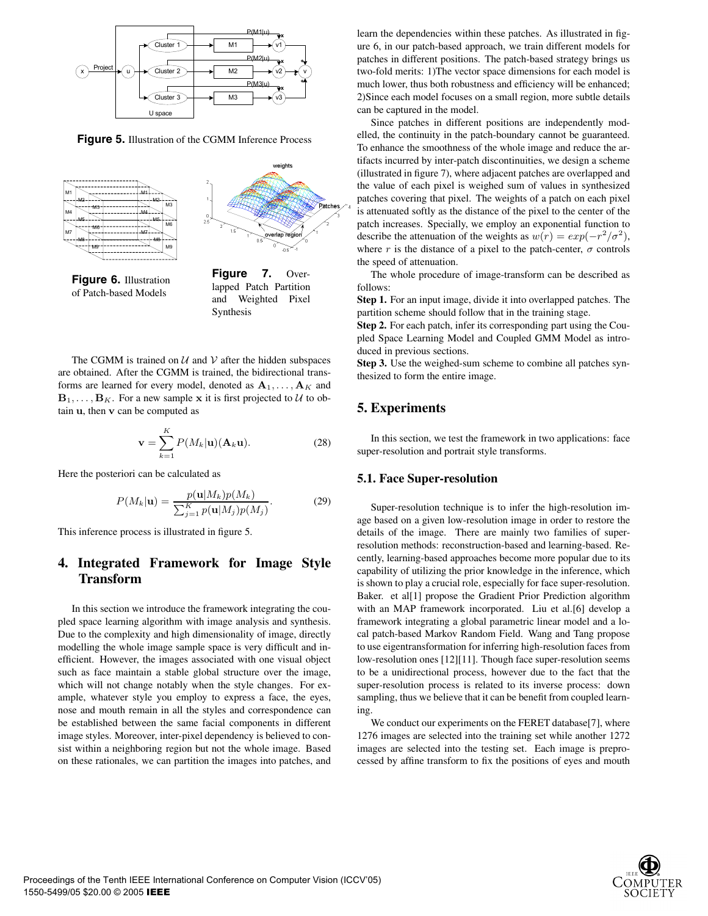**Figure 5.** Illustration of the CGMM Inference Process

**Figure 6.** Illustration of Patch-based Models

**Figure 7.** Overlapped Patch Partition and Weighted Pixel Synthesis

The CGMM is trained on $\mathcal{U}$ and $\mathcal{V}$ after the hidden subspaces are obtained. After the CGMM is trained, the bidirectional transforms are learned for every model, denoted as $\mathbf{A}_1, \ldots, \mathbf{A}_K$ and $\mathbf{B}_1, \ldots, \mathbf{B}_K$. For a new sample $\mathbf{x}$ it is first projected to $\mathcal{U}$ to obtain $\mathbf{u}$, then $\mathbf{v}$ can be computed as

$$\mathbf{v} = \sum_{k=1}^{K} P(M_k|\mathbf{u})(\mathbf{A}_k\mathbf{u}). \tag{28}$$

Here the posteriori can be calculated as

$$P(M_k|\mathbf{u}) = \frac{p(\mathbf{u}|M_k)p(M_k)}{\sum_{j=1}^{K} p(\mathbf{u}|M_j)p(M_j)}. \tag{29}$$

This inference process is illustrated in figure 5.

## 4. Integrated Framework for Image Style Transform

In this section we introduce the framework integrating the coupled space learning algorithm with image analysis and synthesis. Due to the complexity and high dimensionality of image, directly modelling the whole image sample space is very difficult and inefficient. However, the images associated with one visual object such as face maintain a stable global structure over the image, which will not change notably when the style changes. For example, whatever style you employ to express a face, the eyes, nose and mouth remain in all the styles and correspondence can be established between the same facial components in different image styles. Moreover, inter-pixel dependency is believed to consist within a neighboring region but not the whole image. Based on these rationales, we can partition the images into patches, and learn the dependencies within these patches. As illustrated in figure 6, in our patch-based approach, we train different models for patches in different positions. The patch-based strategy brings us two-fold merits: 1)The vector space dimensions for each model is much lower, thus both robustness and efficiency will be enhanced; 2)Since each model focuses on a small region, more subtle details can be captured in the model.

Since patches in different positions are independently modelled, the continuity in the patch-boundary cannot be guaranteed. To enhance the smoothness of the whole image and reduce the artifacts incurred by inter-patch discontinuities, we design a scheme (illustrated in figure 7), where adjacent patches are overlapped and the value of each pixel is weighed sum of values in synthesized patches covering that pixel. The weights of a patch on each pixel is attenuated softly as the distance of the pixel to the center of the patch increases. Specially, we employ an exponential function to describe the attenuation of the weights as $w(r) = exp(-r^2/\sigma^2)$, where $r$ is the distance of a pixel to the patch-center, $\sigma$ controls the speed of attenuation.

The whole procedure of image-transform can be described as follows:

**Step 1.** For an input image, divide it into overlapped patches. The partition scheme should follow that in the training stage.

**Step 2.** For each patch, infer its corresponding part using the Coupled Space Learning Model and Coupled GMM Model as introduced in previous sections.

**Step 3.** Use the weighed-sum scheme to combine all patches synthesized to form the entire image.

## 5. Experiments

In this section, we test the framework in two applications: face super-resolution and portrait style transforms.

### 5.1. Face Super-resolution

Super-resolution technique is to infer the high-resolution image based on a given low-resolution image in order to restore the details of the image. There are mainly two families of super-resolution methods: reconstruction-based and learning-based. Recently, learning-based approaches become more popular due to its capability of utilizing the prior knowledge in the inference, which is shown to play a crucial role, especially for face super-resolution. Baker. et al[1] propose the Gradient Prior Prediction algorithm with an MAP framework incorporated. Liu et al.[6] develop a framework integrating a global parametric linear model and a local patch-based Markov Random Field. Wang and Tang propose to use eigentransformation for inferring high-resolution faces from low-resolution ones [12][11]. Though face super-resolution seems to be a unidirectional process, however due to the fact that the super-resolution process is related to its inverse process: down sampling, thus we believe that it can be benefit from coupled learning.

We conduct our experiments on the FERET database[7], where 1276 images are selected into the training set while another 1272 images are selected into the testing set. Each image is preprocessed by affine transform to fix the positions of eyes and mouth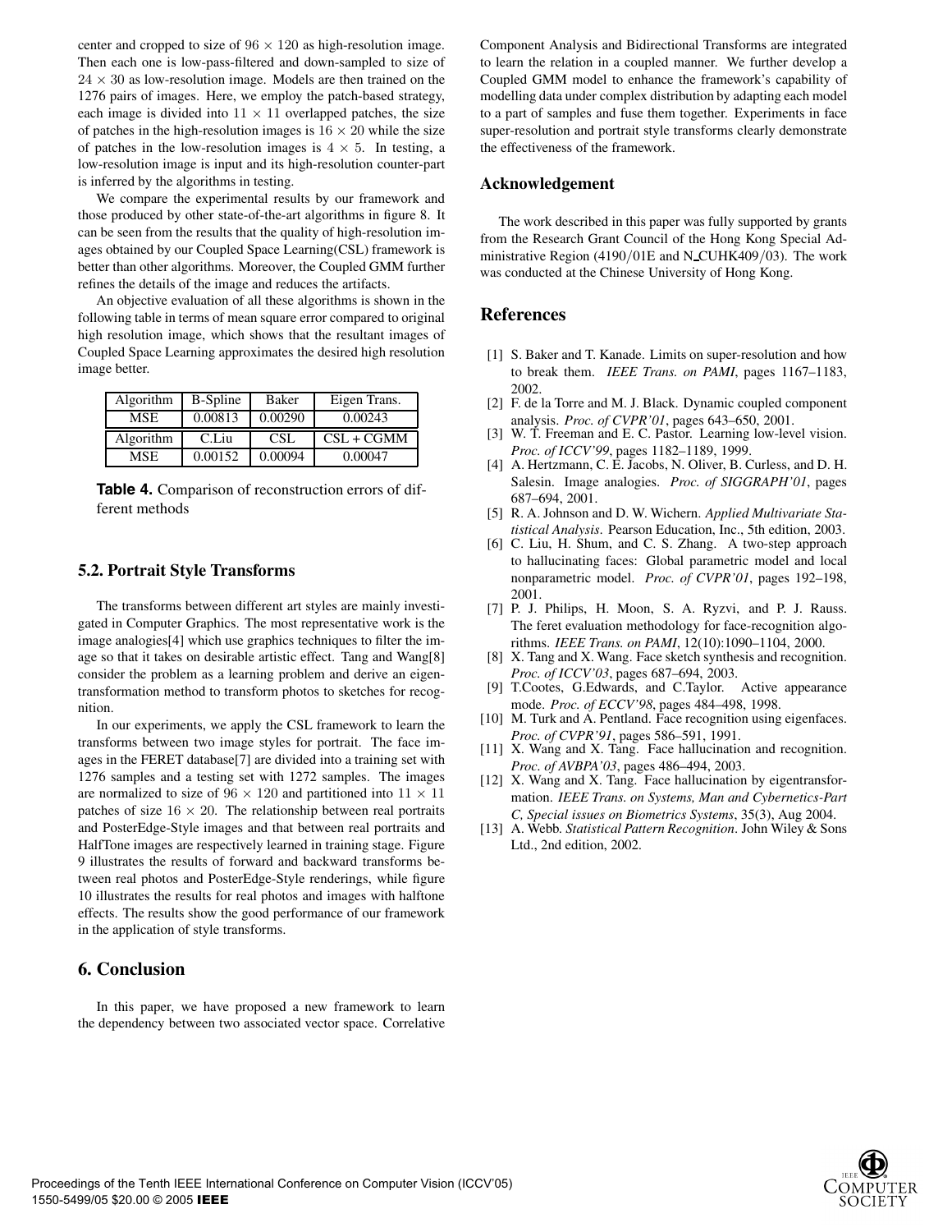center and cropped to size of $96 \times 120$ as high-resolution image. Then each one is low-pass-filtered and down-sampled to size of $24 \times 30$ as low-resolution image. Models are then trained on the 1276 pairs of images. Here, we employ the patch-based strategy, each image is divided into $11 \times 11$ overlapped patches, the size of patches in the high-resolution images is $16 \times 20$ while the size of patches in the low-resolution images is $4 \times 5$. In testing, a low-resolution image is input and its high-resolution counter-part is inferred by the algorithms in testing.

We compare the experimental results by our framework and those produced by other state-of-the-art algorithms in figure 8. It can be seen from the results that the quality of high-resolution images obtained by our Coupled Space Learning(CSL) framework is better than other algorithms. Moreover, the Coupled GMM further refines the details of the image and reduces the artifacts.

An objective evaluation of all these algorithms is shown in the following table in terms of mean square error compared to original high resolution image, which shows that the resultant images of Coupled Space Learning approximates the desired high resolution image better.

| Algorithm | B-Spline | Baker | Eigen Trans. |
|---|---|---|---|
| MSE | 0.00813 | 0.00290 | 0.00243 |
| Algorithm | C.Liu | CSL | CSL + CGMM |
| MSE | 0.00152 | 0.00094 | 0.00047 |

**Table 4.** Comparison of reconstruction errors of different methods

### 5.2. Portrait Style Transforms

The transforms between different art styles are mainly investigated in Computer Graphics. The most representative work is the image analogies[4] which use graphics techniques to filter the image so that it takes on desirable artistic effect. Tang and Wang[8] consider the problem as a learning problem and derive an eigentransformation method to transform photos to sketches for recognition.

In our experiments, we apply the CSL framework to learn the transforms between two image styles for portrait. The face images in the FERET database[7] are divided into a training set with 1276 samples and a testing set with 1272 samples. The images are normalized to size of $96 \times 120$ and partitioned into $11 \times 11$ patches of size $16 \times 20$. The relationship between real portraits and PosterEdge-Style images and that between real portraits and HalfTone images are respectively learned in training stage. Figure 9 illustrates the results of forward and backward transforms between real photos and PosterEdge-Style renderings, while figure 10 illustrates the results for real photos and images with halftone effects. The results show the good performance of our framework in the application of style transforms.

## 6. Conclusion

In this paper, we have proposed a new framework to learn the dependency between two associated vector space. Correlative Component Analysis and Bidirectional Transforms are integrated to learn the relation in a coupled manner. We further develop a Coupled GMM model to enhance the framework's capability of modelling data under complex distribution by adapting each model to a part of samples and fuse them together. Experiments in face super-resolution and portrait style transforms clearly demonstrate the effectiveness of the framework.

## Acknowledgement

The work described in this paper was fully supported by grants from the Research Grant Council of the Hong Kong Special Administrative Region (4190/01E and N_CUHK409/03). The work was conducted at the Chinese University of Hong Kong.

## References

[1] S. Baker and T. Kanade. Limits on super-resolution and how to break them. *IEEE Trans. on PAMI*, pages 1167–1183, 2002.

[2] F. de la Torre and M. J. Black. Dynamic coupled component analysis. *Proc. of CVPR'01*, pages 643–650, 2001.

[3] W. T. Freeman and E. C. Pastor. Learning low-level vision. *Proc. of ICCV'99*, pages 1182–1189, 1999.

[4] A. Hertzmann, C. E. Jacobs, N. Oliver, B. Curless, and D. H. Salesin. Image analogies. *Proc. of SIGGRAPH'01*, pages 687–694, 2001.

[5] R. A. Johnson and D. W. Wichern. *Applied Multivariate Statistical Analysis*. Pearson Education, Inc., 5th edition, 2003.

[6] C. Liu, H. Shum, and C. S. Zhang. A two-step approach to hallucinating faces: Global parametric model and local nonparametric model. *Proc. of CVPR'01*, pages 192–198, 2001.

[7] P. J. Philips, H. Moon, S. A. Ryzvi, and P. J. Rauss. The feret evaluation methodology for face-recognition algorithms. *IEEE Trans. on PAMI*, 12(10):1090–1104, 2000.

[8] X. Tang and X. Wang. Face sketch synthesis and recognition. *Proc. of ICCV'03*, pages 687–694, 2003.

[9] T.Cootes, G.Edwards, and C.Taylor. Active appearance mode. *Proc. of ECCV'98*, pages 484–498, 1998.

[10] M. Turk and A. Pentland. Face recognition using eigenfaces. *Proc. of CVPR'91*, pages 586–591, 1991.

[11] X. Wang and X. Tang. Face hallucination and recognition. *Proc. of AVBPA'03*, pages 486–494, 2003.

[12] X. Wang and X. Tang. Face hallucination by eigentransformation. *IEEE Trans. on Systems, Man and Cybernetics-Part C, Special issues on Biometrics Systems*, 35(3), Aug 2004.

[13] A. Webb. *Statistical Pattern Recognition*. John Wiley & Sons Ltd., 2nd edition, 2002.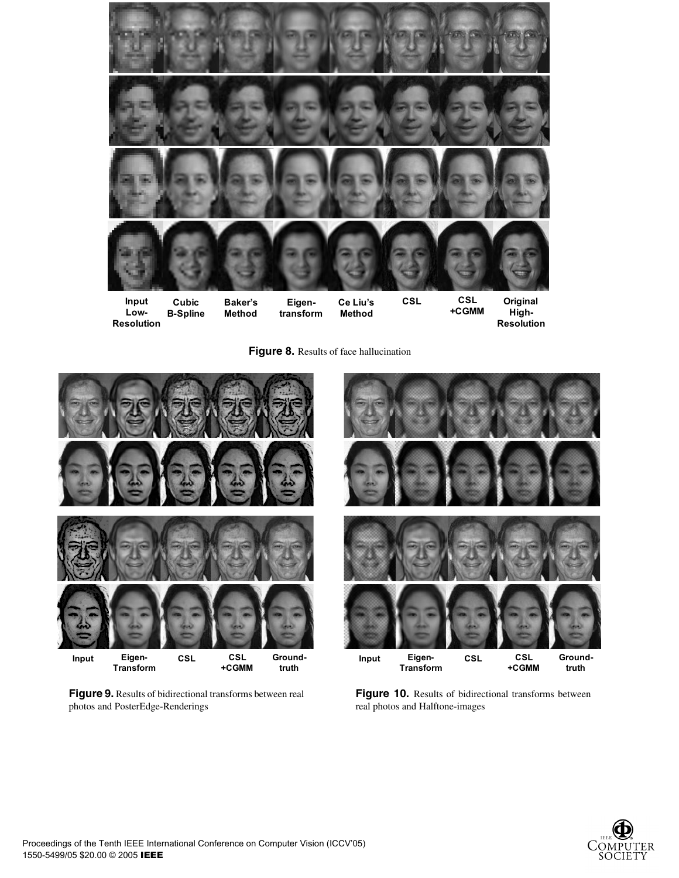Input Low-Resolution

Cubic B-Spline

Baker's Method

Eigen-transform

Ce Liu's Method

CSL

CSL +CGMM

Original High-Resolution

**Figure 8.** Results of face hallucination

Input

Eigen-Transform

CSL

CSL +CGMM

Ground-truth

**Figure 9.** Results of bidirectional transforms between real photos and PosterEdge-Renderings

Input

Eigen-Transform

CSL

CSL +CGMM

Ground-truth

**Figure 10.** Results of bidirectional transforms between real photos and Halftone-images